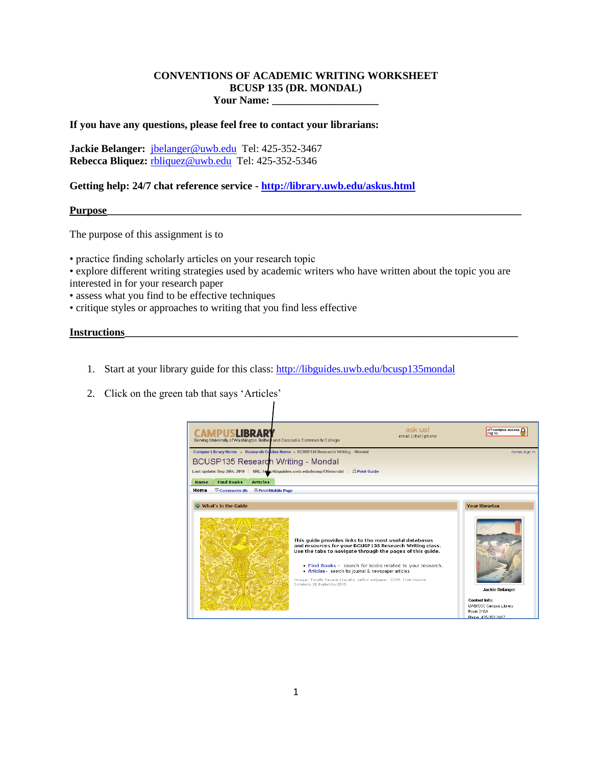# CONVENTIONS OF ACADEMIC WRITING WORKSHEET
## BCUSP 135 (DR. MONDAL)

**Your Name: ____________________**

**If you have any questions, please feel free to contact your librarians:**

**Jackie Belanger:** jbelanger@uwb.edu Tel: 425-352-3467
**Rebecca Bliquez:** rbliquez@uwb.edu Tel: 425-352-5346

**Getting help: 24/7 chat reference service - http://library.uwb.edu/askus.html**

## Purpose

The purpose of this assignment is to

- practice finding scholarly articles on your research topic
- explore different writing strategies used by academic writers who have written about the topic you are interested in for your research paper
- assess what you find to be effective techniques
- critique styles or approaches to writing that you find less effective

## Instructions

1. Start at your library guide for this class: http://libguides.uwb.edu/bcusp135mondal
2. Click on the green tab that says 'Articles'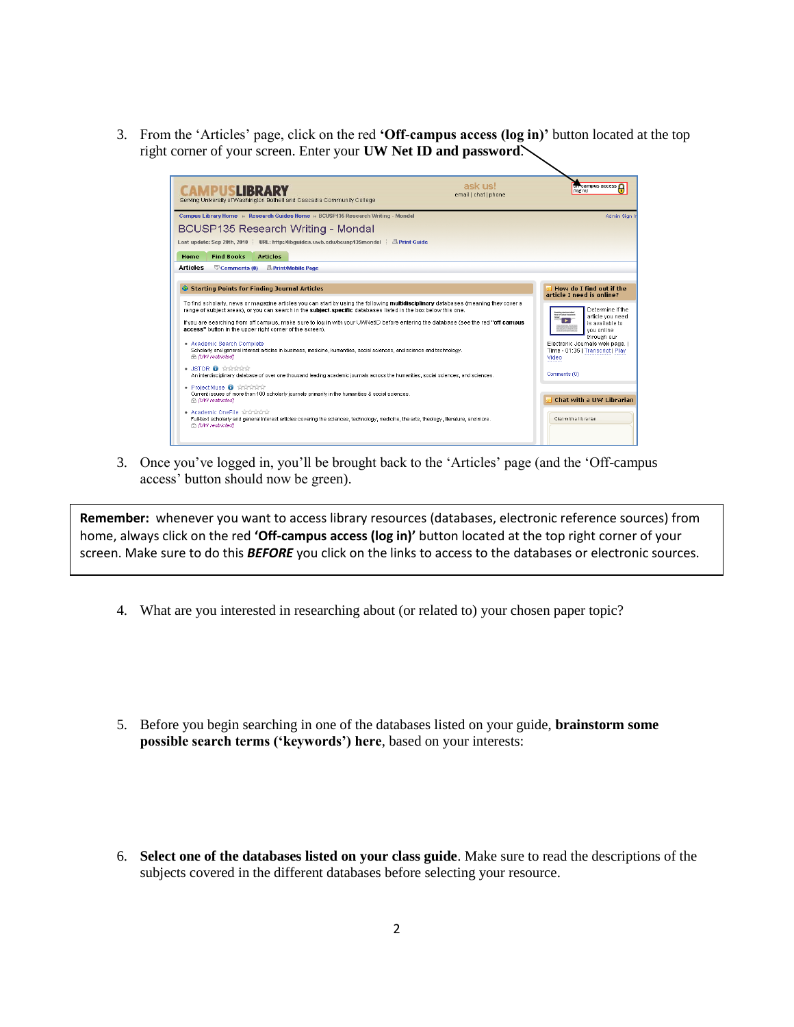3. From the 'Articles' page, click on the red **'Off-campus access (log in)'** button located at the top right corner of your screen. Enter your **UW Net ID and password**.

3. Once you've logged in, you'll be brought back to the 'Articles' page (and the 'Off-campus access' button should now be green).

> **Remember:** whenever you want to access library resources (databases, electronic reference sources) from home, always click on the red **'Off-campus access (log in)'** button located at the top right corner of your screen. Make sure to do this ***BEFORE*** you click on the links to access to the databases or electronic sources.

4. What are you interested in researching about (or related to) your chosen paper topic?

5. Before you begin searching in one of the databases listed on your guide, **brainstorm some possible search terms ('keywords') here**, based on your interests:

6. **Select one of the databases listed on your class guide**. Make sure to read the descriptions of the subjects covered in the different databases before selecting your resource.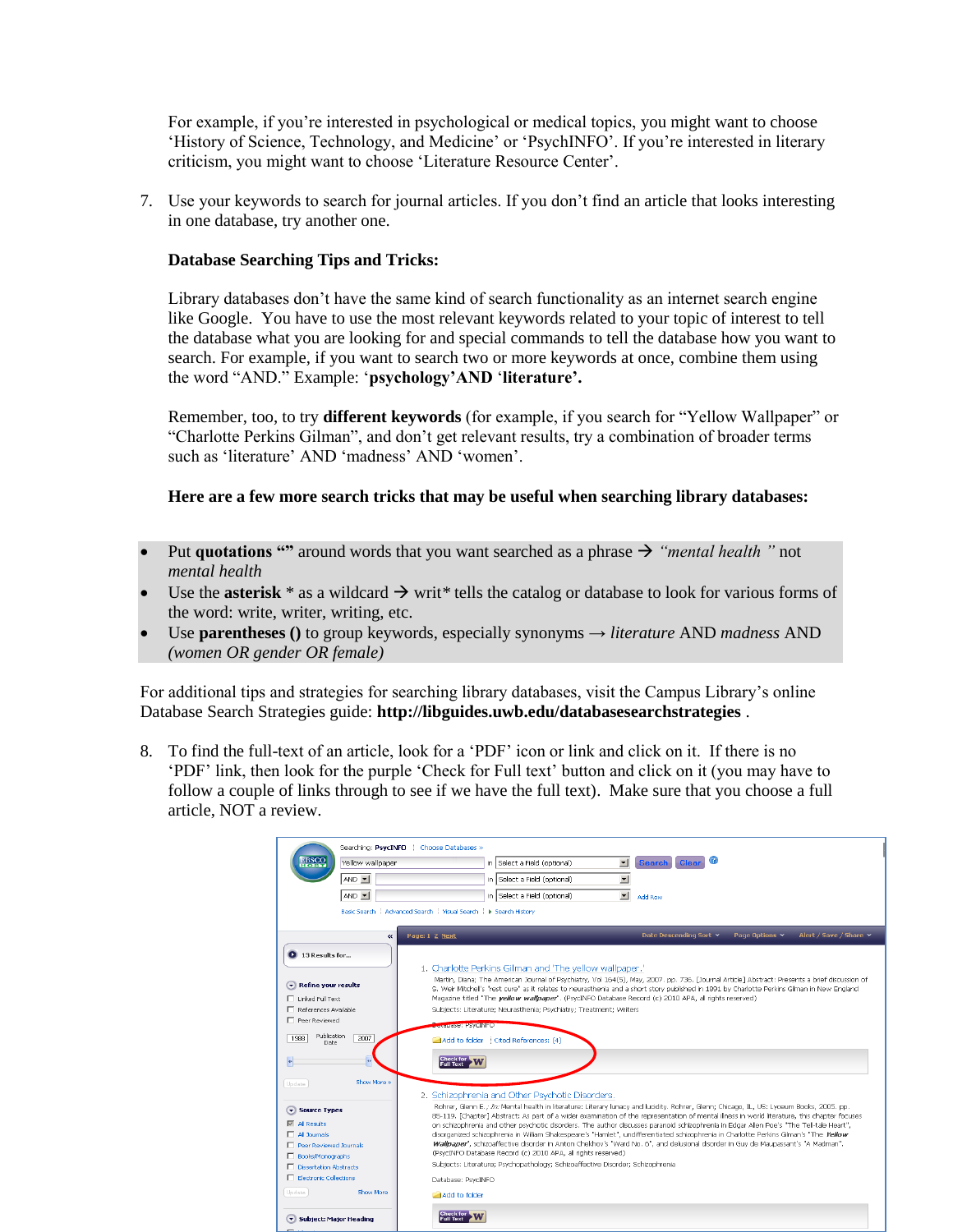For example, if you're interested in psychological or medical topics, you might want to choose 'History of Science, Technology, and Medicine' or 'PsychINFO'. If you're interested in literary criticism, you might want to choose 'Literature Resource Center'.

7. Use your keywords to search for journal articles. If you don't find an article that looks interesting in one database, try another one.

   **Database Searching Tips and Tricks:**

   Library databases don't have the same kind of search functionality as an internet search engine like Google. You have to use the most relevant keywords related to your topic of interest to tell the database what you are looking for and special commands to tell the database how you want to search. For example, if you want to search two or more keywords at once, combine them using the word "AND." Example: '**psychology'AND 'literature'.**

   Remember, too, to try **different keywords** (for example, if you search for "Yellow Wallpaper" or "Charlotte Perkins Gilman", and don't get relevant results, try a combination of broader terms such as 'literature' AND 'madness' AND 'women'.

   **Here are a few more search tricks that may be useful when searching library databases:**

- Put **quotations ""** around words that you want searched as a phrase → *"mental health "* not *mental health*
- Use the **asterisk** * as a wildcard → writ* tells the catalog or database to look for various forms of the word: write, writer, writing, etc.
- Use **parentheses ()** to group keywords, especially synonyms → *literature* AND *madness* AND *(women OR gender OR female)*

For additional tips and strategies for searching library databases, visit the Campus Library's online Database Search Strategies guide: **http://libguides.uwb.edu/databasesearchstrategies** .

8. To find the full-text of an article, look for a 'PDF' icon or link and click on it. If there is no 'PDF' link, then look for the purple 'Check for Full text' button and click on it (you may have to follow a couple of links through to see if we have the full text). Make sure that you choose a full article, NOT a review.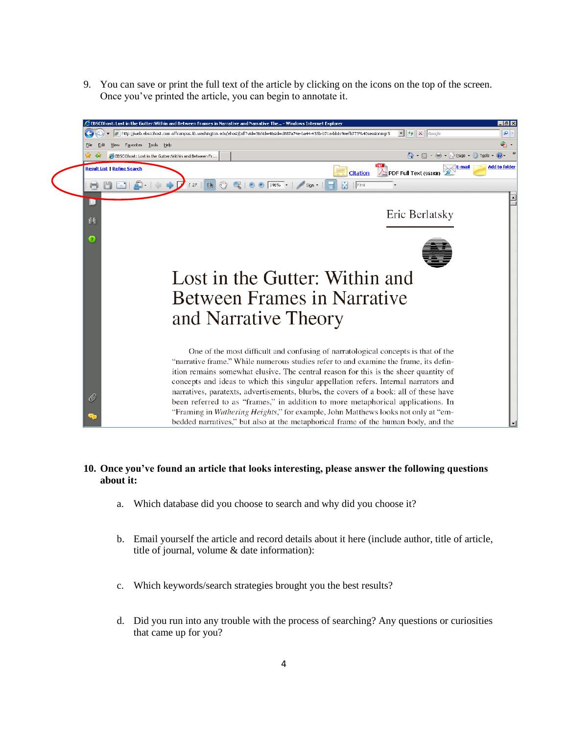9. You can save or print the full text of the article by clicking on the icons on the top of the screen. Once you've printed the article, you can begin to annotate it.

**10. Once you've found an article that looks interesting, please answer the following questions about it:**

   a. Which database did you choose to search and why did you choose it?

   b. Email yourself the article and record details about it here (include author, title of article, title of journal, volume & date information):

   c. Which keywords/search strategies brought you the best results?

   d. Did you run into any trouble with the process of searching? Any questions or curiosities that came up for you?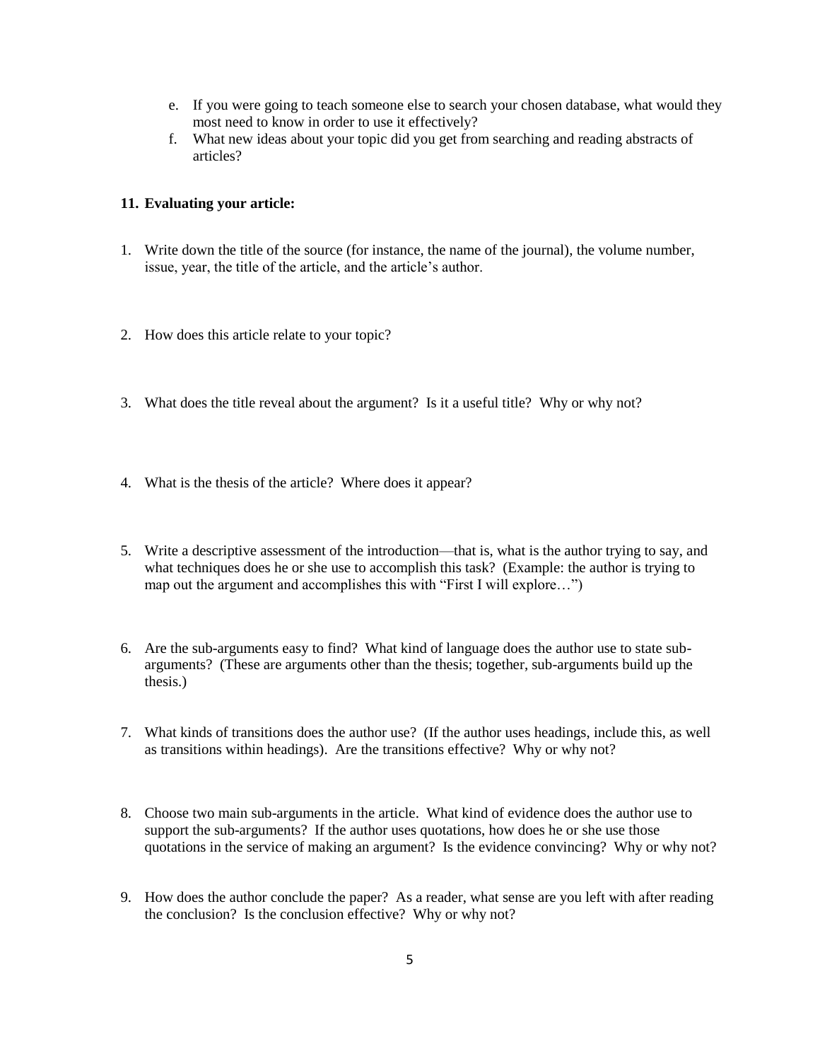e. If you were going to teach someone else to search your chosen database, what would they most need to know in order to use it effectively?
f. What new ideas about your topic did you get from searching and reading abstracts of articles?

**11. Evaluating your article:**

1. Write down the title of the source (for instance, the name of the journal), the volume number, issue, year, the title of the article, and the article's author.

2. How does this article relate to your topic?

3. What does the title reveal about the argument? Is it a useful title? Why or why not?

4. What is the thesis of the article? Where does it appear?

5. Write a descriptive assessment of the introduction—that is, what is the author trying to say, and what techniques does he or she use to accomplish this task? (Example: the author is trying to map out the argument and accomplishes this with "First I will explore…")

6. Are the sub-arguments easy to find? What kind of language does the author use to state sub-arguments? (These are arguments other than the thesis; together, sub-arguments build up the thesis.)

7. What kinds of transitions does the author use? (If the author uses headings, include this, as well as transitions within headings). Are the transitions effective? Why or why not?

8. Choose two main sub-arguments in the article. What kind of evidence does the author use to support the sub-arguments? If the author uses quotations, how does he or she use those quotations in the service of making an argument? Is the evidence convincing? Why or why not?

9. How does the author conclude the paper? As a reader, what sense are you left with after reading the conclusion? Is the conclusion effective? Why or why not?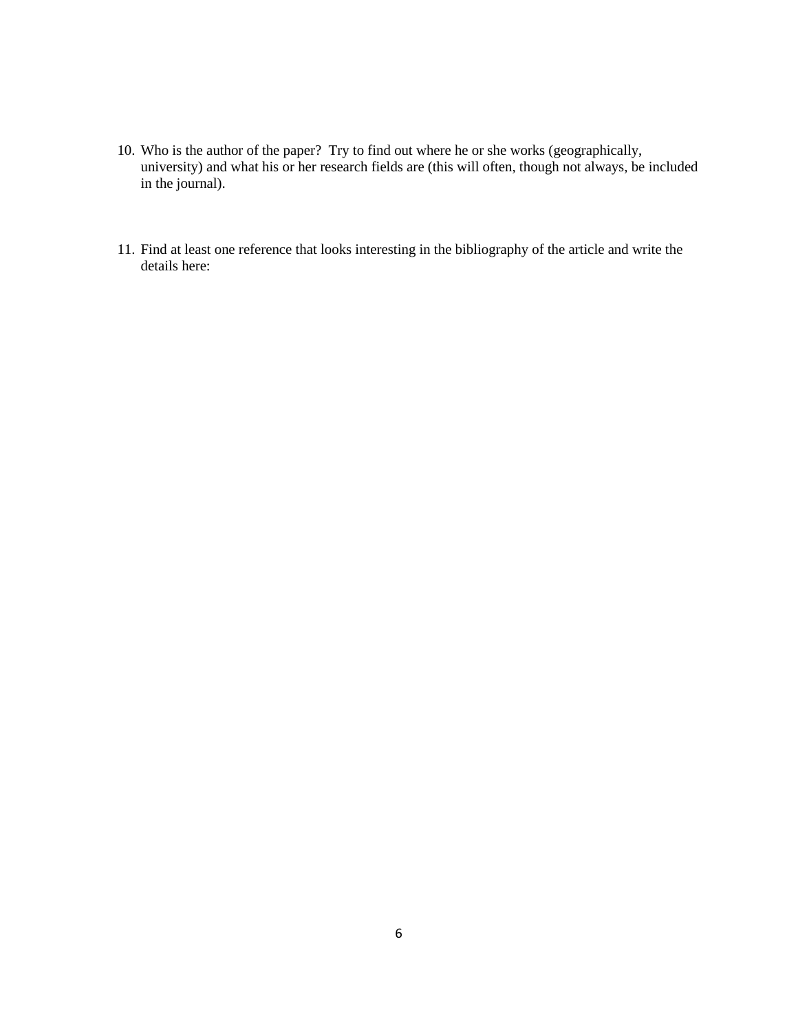10. Who is the author of the paper? Try to find out where he or she works (geographically, university) and what his or her research fields are (this will often, though not always, be included in the journal).

11. Find at least one reference that looks interesting in the bibliography of the article and write the details here: